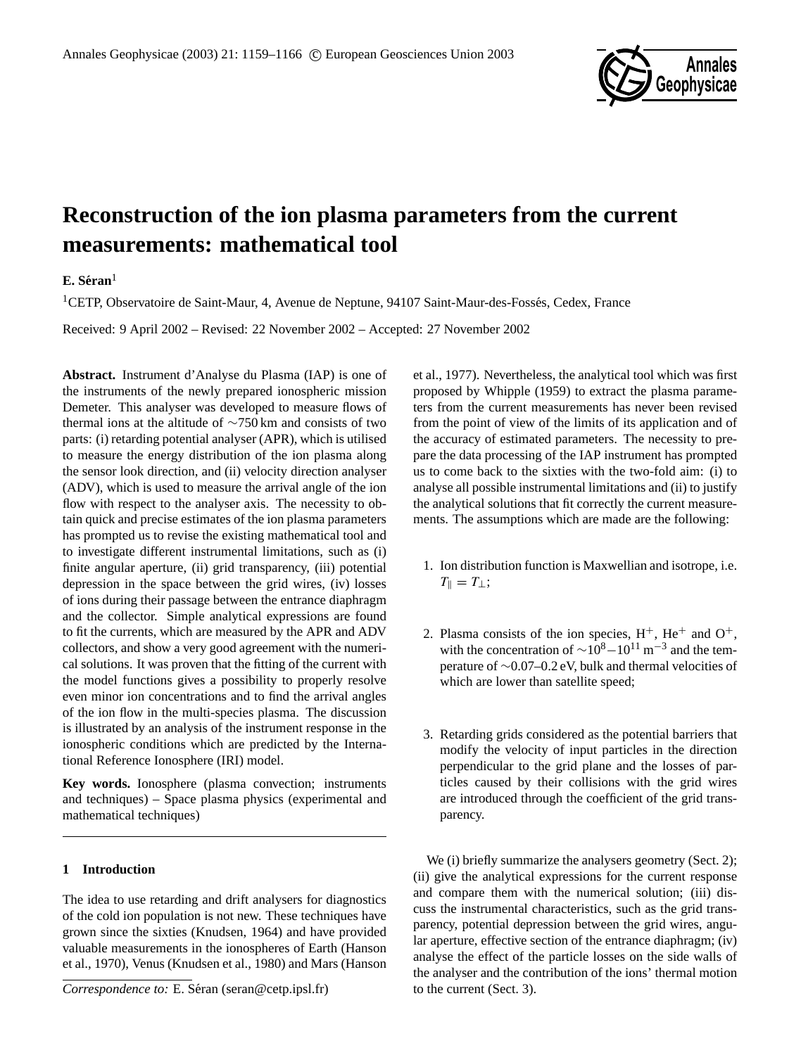# Reconstruction of the ion plasma parameters from the current measurements: mathematical tool

**E. Séran**[1]

[1]CETP, Observatoire de Saint-Maur, 4, Avenue de Neptune, 94107 Saint-Maur-des-Fossés, Cedex, France

Received: 9 April 2002 – Revised: 22 November 2002 – Accepted: 27 November 2002

**Abstract.** Instrument d'Analyse du Plasma (IAP) is one of the instruments of the newly prepared ionospheric mission Demeter. This analyser was developed to measure flows of thermal ions at the altitude of $\sim$750 km and consists of two parts: (i) retarding potential analyser (APR), which is utilised to measure the energy distribution of the ion plasma along the sensor look direction, and (ii) velocity direction analyser (ADV), which is used to measure the arrival angle of the ion flow with respect to the analyser axis. The necessity to obtain quick and precise estimates of the ion plasma parameters has prompted us to revise the existing mathematical tool and to investigate different instrumental limitations, such as (i) finite angular aperture, (ii) grid transparency, (iii) potential depression in the space between the grid wires, (iv) losses of ions during their passage between the entrance diaphragm and the collector. Simple analytical expressions are found to fit the currents, which are measured by the APR and ADV collectors, and show a very good agreement with the numerical solutions. It was proven that the fitting of the current with the model functions gives a possibility to properly resolve even minor ion concentrations and to find the arrival angles of the ion flow in the multi-species plasma. The discussion is illustrated by an analysis of the instrument response in the ionospheric conditions which are predicted by the International Reference Ionosphere (IRI) model.

**Key words.** Ionosphere (plasma convection; instruments and techniques) – Space plasma physics (experimental and mathematical techniques)

## 1 Introduction

The idea to use retarding and drift analysers for diagnostics of the cold ion population is not new. These techniques have grown since the sixties (Knudsen, 1964) and have provided valuable measurements in the ionospheres of Earth (Hanson et al., 1970), Venus (Knudsen et al., 1980) and Mars (Hanson et al., 1977). Nevertheless, the analytical tool which was first proposed by Whipple (1959) to extract the plasma parameters from the current measurements has never been revised from the point of view of the limits of its application and of the accuracy of estimated parameters. The necessity to prepare the data processing of the IAP instrument has prompted us to come back to the sixties with the two-fold aim: (i) to analyse all possible instrumental limitations and (ii) to justify the analytical solutions that fit correctly the current measurements. The assumptions which are made are the following:

1. Ion distribution function is Maxwellian and isotrope, i.e. $T_\parallel = T_\perp$;

2. Plasma consists of the ion species, $H^+$, $He^+$ and $O^+$, with the concentration of $\sim 10^8 - 10^{11}\,\mathrm{m}^{-3}$ and the temperature of $\sim$0.07–0.2 eV, bulk and thermal velocities of which are lower than satellite speed;

3. Retarding grids considered as the potential barriers that modify the velocity of input particles in the direction perpendicular to the grid plane and the losses of particles caused by their collisions with the grid wires are introduced through the coefficient of the grid transparency.

We (i) briefly summarize the analysers geometry (Sect. 2); (ii) give the analytical expressions for the current response and compare them with the numerical solution; (iii) discuss the instrumental characteristics, such as the grid transparency, potential depression between the grid wires, angular aperture, effective section of the entrance diaphragm; (iv) analyse the effect of the particle losses on the side walls of the analyser and the contribution of the ions' thermal motion to the current (Sect. 3).

*Correspondence to:* E. Séran (seran@cetp.ipsl.fr)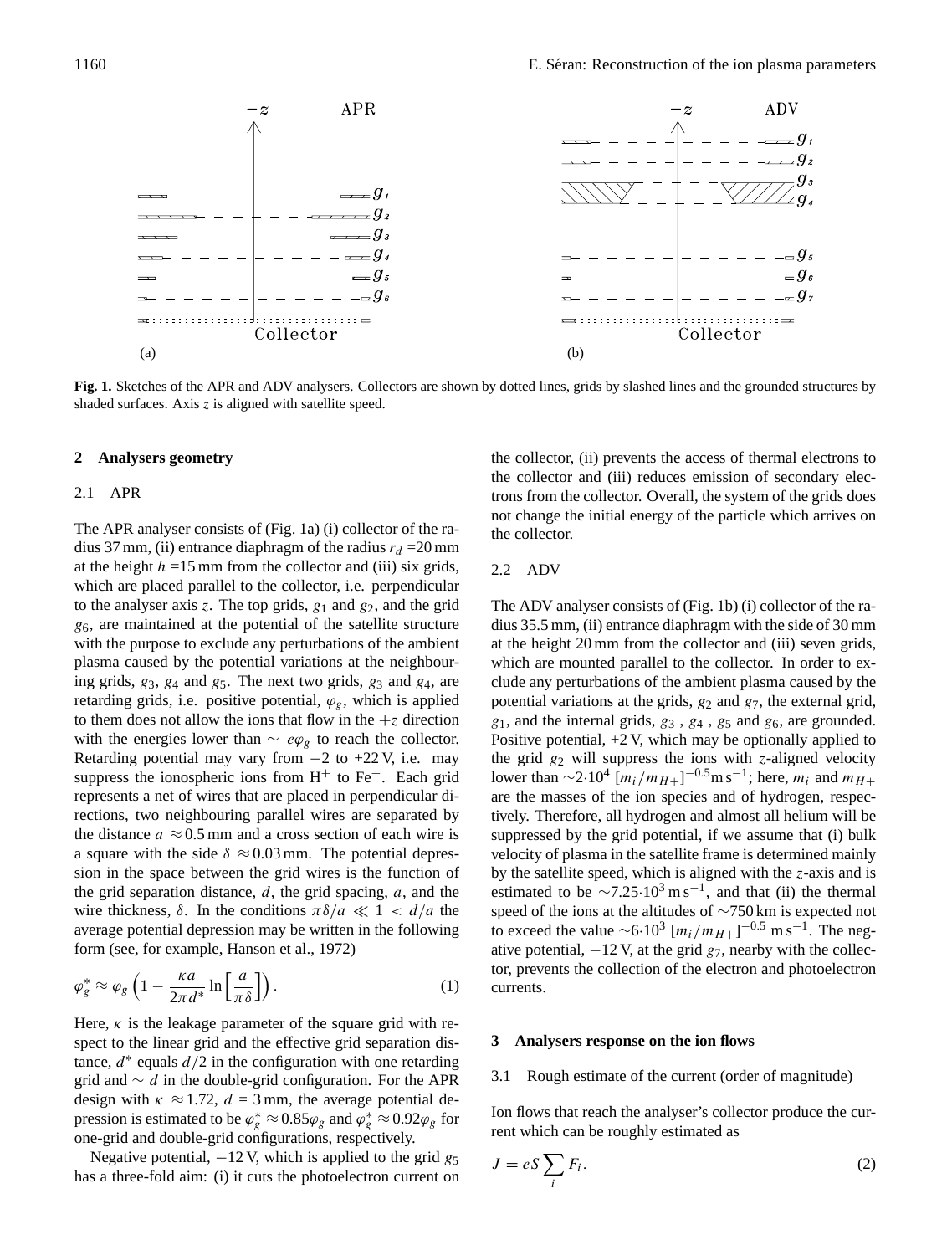**Fig. 1.** Sketches of the APR and ADV analysers. Collectors are shown by dotted lines, grids by slashed lines and the grounded structures by shaded surfaces. Axis $z$ is aligned with satellite speed.

## 2 Analysers geometry

### 2.1 APR

The APR analyser consists of (Fig. 1a) (i) collector of the radius 37 mm, (ii) entrance diaphragm of the radius $r_d$ =20 mm at the height $h$ =15 mm from the collector and (iii) six grids, which are placed parallel to the collector, i.e. perpendicular to the analyser axis $z$. The top grids, $g_1$ and $g_2$, and the grid $g_6$, are maintained at the potential of the satellite structure with the purpose to exclude any perturbations of the ambient plasma caused by the potential variations at the neighbouring grids, $g_3$, $g_4$ and $g_5$. The next two grids, $g_3$ and $g_4$, are retarding grids, i.e. positive potential, $\varphi_g$, which is applied to them does not allow the ions that flow in the $+z$ direction with the energies lower than $\sim e\varphi_g$ to reach the collector. Retarding potential may vary from $-2$ to +22 V, i.e. may suppress the ionospheric ions from $H^+$ to $Fe^+$. Each grid represents a net of wires that are placed in perpendicular directions, two neighbouring parallel wires are separated by the distance $a \approx 0.5$ mm and a cross section of each wire is a square with the side $\delta \approx 0.03$ mm. The potential depression in the space between the grid wires is the function of the grid separation distance, $d$, the grid spacing, $a$, and the wire thickness, $\delta$. In the conditions $\pi\delta/a \ll 1 < d/a$ the average potential depression may be written in the following form (see, for example, Hanson et al., 1972)

$$\varphi_g^* \approx \varphi_g \left(1 - \frac{\kappa a}{2\pi d^*} \ln\left[\frac{a}{\pi\delta}\right]\right). \tag{1}$$

Here, $\kappa$ is the leakage parameter of the square grid with respect to the linear grid and the effective grid separation distance, $d^*$ equals $d/2$ in the configuration with one retarding grid and $\sim d$ in the double-grid configuration. For the APR design with $\kappa \approx 1.72$, $d$ = 3 mm, the average potential depression is estimated to be $\varphi_g^* \approx 0.85\varphi_g$ and $\varphi_g^* \approx 0.92\varphi_g$ for one-grid and double-grid configurations, respectively.

Negative potential, $-12$ V, which is applied to the grid $g_5$ has a three-fold aim: (i) it cuts the photoelectron current on the collector, (ii) prevents the access of thermal electrons to the collector and (iii) reduces emission of secondary electrons from the collector. Overall, the system of the grids does not change the initial energy of the particle which arrives on the collector.

### 2.2 ADV

The ADV analyser consists of (Fig. 1b) (i) collector of the radius 35.5 mm, (ii) entrance diaphragm with the side of 30 mm at the height 20 mm from the collector and (iii) seven grids, which are mounted parallel to the collector. In order to exclude any perturbations of the ambient plasma caused by the potential variations at the grids, $g_2$ and $g_7$, the external grid, $g_1$, and the internal grids, $g_3$ , $g_4$ , $g_5$ and $g_6$, are grounded. Positive potential, +2 V, which may be optionally applied to the grid $g_2$ will suppress the ions with $z$-aligned velocity lower than $\sim 2{\cdot}10^4\ [m_i/m_{H+}]^{-0.5}\mathrm{m\,s^{-1}}$; here, $m_i$ and $m_{H+}$ are the masses of the ion species and of hydrogen, respectively. Therefore, all hydrogen and almost all helium will be suppressed by the grid potential, if we assume that (i) bulk velocity of plasma in the satellite frame is determined mainly by the satellite speed, which is aligned with the $z$-axis and is estimated to be $\sim 7.25{\cdot}10^3\,\mathrm{m\,s^{-1}}$, and that (ii) the thermal speed of the ions at the altitudes of $\sim$750 km is expected not to exceed the value $\sim 6{\cdot}10^3\ [m_i/m_{H+}]^{-0.5}\ \mathrm{m\,s^{-1}}$. The negative potential, $-12$ V, at the grid $g_7$, nearby with the collector, prevents the collection of the electron and photoelectron currents.

## 3 Analysers response on the ion flows

### 3.1 Rough estimate of the current (order of magnitude)

Ion flows that reach the analyser's collector produce the current which can be roughly estimated as

$$J = eS\sum_i F_i. \tag{2}$$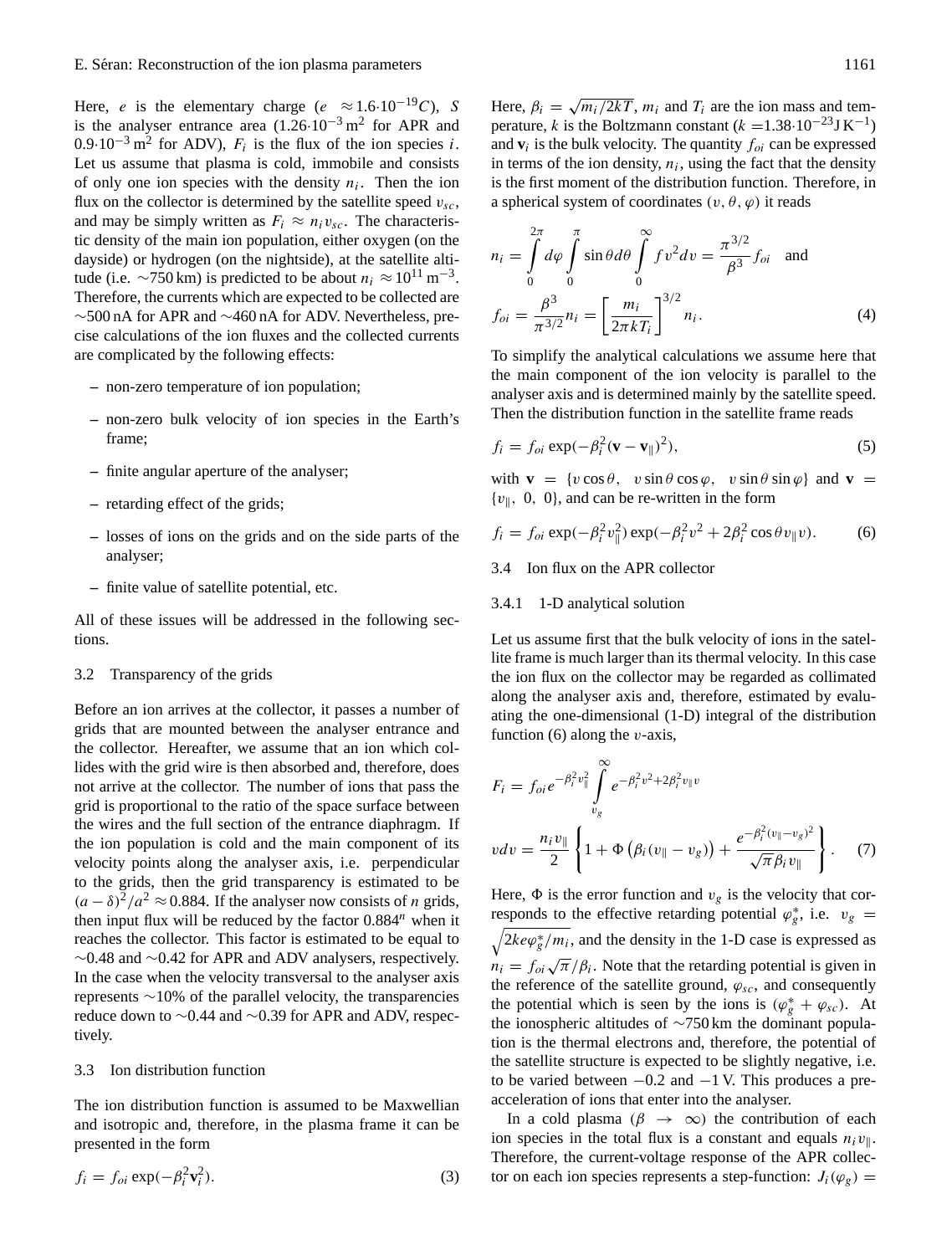Here, $e$ is the elementary charge ($e \approx 1.6 \cdot 10^{-19} C$), $S$ is the analyser entrance area ($1.26 \cdot 10^{-3}\,\mathrm{m}^2$ for APR and $0.9 \cdot 10^{-3}\,\mathrm{m}^2$ for ADV), $F_i$ is the flux of the ion species $i$. Let us assume that plasma is cold, immobile and consists of only one ion species with the density $n_i$. Then the ion flux on the collector is determined by the satellite speed $v_{sc}$, and may be simply written as $F_i \approx n_i v_{sc}$. The characteristic density of the main ion population, either oxygen (on the dayside) or hydrogen (on the nightside), at the satellite altitude (i.e. ~750 km) is predicted to be about $n_i \approx 10^{11}\,\mathrm{m}^{-3}$. Therefore, the currents which are expected to be collected are ~500 nA for APR and ~460 nA for ADV. Nevertheless, precise calculations of the ion fluxes and the collected currents are complicated by the following effects:

- non-zero temperature of ion population;
- non-zero bulk velocity of ion species in the Earth's frame;
- finite angular aperture of the analyser;
- retarding effect of the grids;
- losses of ions on the grids and on the side parts of the analyser;
- finite value of satellite potential, etc.

All of these issues will be addressed in the following sections.

### 3.2 Transparency of the grids

Before an ion arrives at the collector, it passes a number of grids that are mounted between the analyser entrance and the collector. Hereafter, we assume that an ion which collides with the grid wire is then absorbed and, therefore, does not arrive at the collector. The number of ions that pass the grid is proportional to the ratio of the space surface between the wires and the full section of the entrance diaphragm. If the ion population is cold and the main component of its velocity points along the analyser axis, i.e. perpendicular to the grids, then the grid transparency is estimated to be $(a-\delta)^2/a^2 \approx 0.884$. If the analyser now consists of $n$ grids, then input flux will be reduced by the factor $0.884^n$ when it reaches the collector. This factor is estimated to be equal to ~0.48 and ~0.42 for APR and ADV analysers, respectively. In the case when the velocity transversal to the analyser axis represents ~10% of the parallel velocity, the transparencies reduce down to ~0.44 and ~0.39 for APR and ADV, respectively.

### 3.3 Ion distribution function

The ion distribution function is assumed to be Maxwellian and isotropic and, therefore, in the plasma frame it can be presented in the form

$$f_i = f_{oi} \exp(-\beta_i^2 \mathbf{v}_i^2). \tag{3}$$

Here, $\beta_i = \sqrt{m_i/2kT}$, $m_i$ and $T_i$ are the ion mass and temperature, $k$ is the Boltzmann constant ($k = 1.38 \cdot 10^{-23}\,\mathrm{J\,K}^{-1}$) and $\mathbf{v}_i$ is the bulk velocity. The quantity $f_{oi}$ can be expressed in terms of the ion density, $n_i$, using the fact that the density is the first moment of the distribution function. Therefore, in a spherical system of coordinates $(v, \theta, \varphi)$ it reads

$$n_i = \int_0^{2\pi} d\varphi \int_0^{\pi} \sin\theta d\theta \int_0^{\infty} f v^2 dv = \frac{\pi^{3/2}}{\beta^3} f_{oi} \quad \text{and}$$

$$f_{oi} = \frac{\beta^3}{\pi^{3/2}} n_i = \left[\frac{m_i}{2\pi k T_i}\right]^{3/2} n_i. \tag{4}$$

To simplify the analytical calculations we assume here that the main component of the ion velocity is parallel to the analyser axis and is determined mainly by the satellite speed. Then the distribution function in the satellite frame reads

$$f_i = f_{oi} \exp(-\beta_i^2 (\mathbf{v} - \mathbf{v}_\parallel)^2), \tag{5}$$

with $\mathbf{v} = \{v\cos\theta,\ v\sin\theta\cos\varphi,\ v\sin\theta\sin\varphi\}$ and $\mathbf{v} = \{v_\parallel,\ 0,\ 0\}$, and can be re-written in the form

$$f_i = f_{oi} \exp(-\beta_i^2 v_\parallel^2) \exp(-\beta_i^2 v^2 + 2\beta_i^2 \cos\theta v_\parallel v). \tag{6}$$

### 3.4 Ion flux on the APR collector

#### 3.4.1 1-D analytical solution

Let us assume first that the bulk velocity of ions in the satellite frame is much larger than its thermal velocity. In this case the ion flux on the collector may be regarded as collimated along the analyser axis and, therefore, estimated by evaluating the one-dimensional (1-D) integral of the distribution function (6) along the $v$-axis,

$$F_i = f_{oi} e^{-\beta_i^2 v_\parallel^2} \int_{v_g}^{\infty} e^{-\beta_i^2 v^2 + 2\beta_i^2 v_\parallel v} v dv = \frac{n_i v_\parallel}{2} \left\{ 1 + \Phi\left(\beta_i (v_\parallel - v_g)\right) + \frac{e^{-\beta_i^2 (v_\parallel - v_g)^2}}{\sqrt{\pi}\beta_i v_\parallel} \right\}. \tag{7}$$

Here, $\Phi$ is the error function and $v_g$ is the velocity that corresponds to the effective retarding potential $\varphi_g^*$, i.e. $v_g = \sqrt{2ke\varphi_g^*/m_i}$, and the density in the 1-D case is expressed as $n_i = f_{oi}\sqrt{\pi}/\beta_i$. Note that the retarding potential is given in the reference of the satellite ground, $\varphi_{sc}$, and consequently the potential which is seen by the ions is $(\varphi_g^* + \varphi_{sc})$. At the ionospheric altitudes of ~750 km the dominant population is the thermal electrons and, therefore, the potential of the satellite structure is expected to be slightly negative, i.e. to be varied between $-0.2$ and $-1$ V. This produces a pre-acceleration of ions that enter into the analyser.

In a cold plasma ($\beta \to \infty$) the contribution of each ion species in the total flux is a constant and equals $n_i v_\parallel$. Therefore, the current-voltage response of the APR collector on each ion species represents a step-function: $J_i(\varphi_g) =$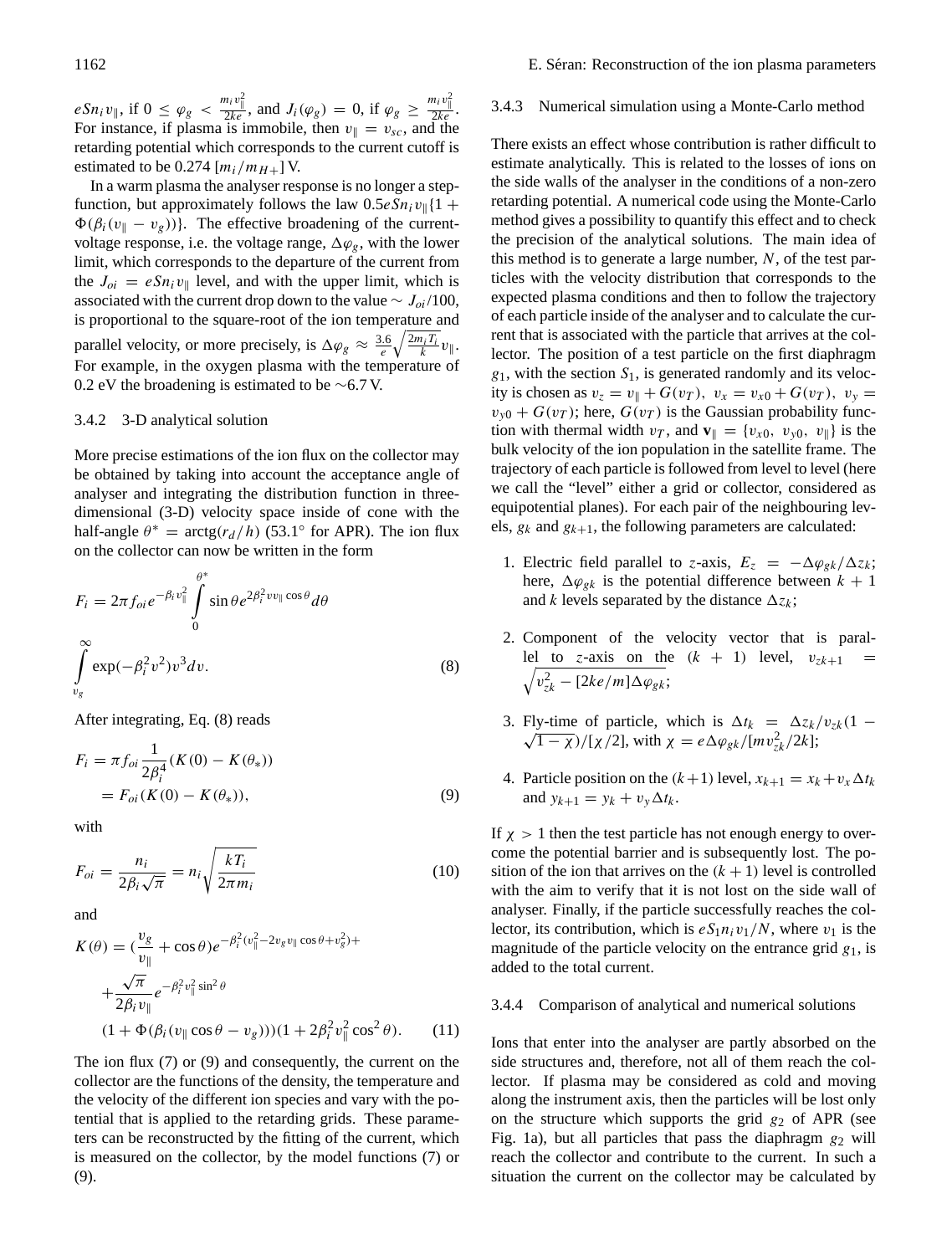$eSn_iv_\parallel$, if $0 \le \varphi_g < \frac{m_iv_\parallel^2}{2ke}$, and $J_i(\varphi_g) = 0$, if $\varphi_g \ge \frac{m_iv_\parallel^2}{2ke}$. For instance, if plasma is immobile, then $v_\parallel = v_{sc}$, and the retarding potential which corresponds to the current cutoff is estimated to be 0.274 $[m_i/m_{H+}]$ V.

In a warm plasma the analyser response is no longer a step-function, but approximately follows the law $0.5eSn_iv_\parallel\{1 + \Phi(\beta_i(v_\parallel - v_g))\}$. The effective broadening of the current-voltage response, i.e. the voltage range, $\Delta\varphi_g$, with the lower limit, which corresponds to the departure of the current from the $J_{oi} = eSn_iv_\parallel$ level, and with the upper limit, which is associated with the current drop down to the value $\sim J_{oi}/100$, is proportional to the square-root of the ion temperature and parallel velocity, or more precisely, is $\Delta\varphi_g \approx \frac{3.6}{e}\sqrt{\frac{2m_iT_i}{k}}v_\parallel$. For example, in the oxygen plasma with the temperature of 0.2 eV the broadening is estimated to be ~6.7 V.

### 3.4.2 3-D analytical solution

More precise estimations of the ion flux on the collector may be obtained by taking into account the acceptance angle of analyser and integrating the distribution function in three-dimensional (3-D) velocity space inside of cone with the half-angle $\theta^* = \text{arctg}(r_d/h)$ (53.1° for APR). The ion flux on the collector can now be written in the form

$$F_i = 2\pi f_{oi}e^{-\beta_iv_\parallel^2}\int_0^{\theta^*}\sin\theta e^{2\beta_i^2vv_\parallel\cos\theta}d\theta$$
$$\int_{v_g}^{\infty}\exp(-\beta_i^2v^2)v^3dv. \tag{8}$$

After integrating, Eq. (8) reads

$$F_i = \pi f_{oi}\frac{1}{2\beta_i^4}(K(0) - K(\theta_*))$$
$$= F_{oi}(K(0) - K(\theta_*)), \tag{9}$$

with

$$F_{oi} = \frac{n_i}{2\beta_i\sqrt{\pi}} = n_i\sqrt{\frac{kT_i}{2\pi m_i}} \tag{10}$$

and

$$K(\theta) = (\frac{v_g}{v_\parallel} + \cos\theta)e^{-\beta_i^2(v_\parallel^2 - 2v_gv_\parallel\cos\theta + v_g^2)} +$$
$$+\frac{\sqrt{\pi}}{2\beta_iv_\parallel}e^{-\beta_i^2v_\parallel^2\sin^2\theta}$$
$$(1 + \Phi(\beta_i(v_\parallel\cos\theta - v_g)))(1 + 2\beta_i^2v_\parallel^2\cos^2\theta). \tag{11}$$

The ion flux (7) or (9) and consequently, the current on the collector are the functions of the density, the temperature and the velocity of the different ion species and vary with the potential that is applied to the retarding grids. These parameters can be reconstructed by the fitting of the current, which is measured on the collector, by the model functions (7) or (9).

### 3.4.3 Numerical simulation using a Monte-Carlo method

There exists an effect whose contribution is rather difficult to estimate analytically. This is related to the losses of ions on the side walls of the analyser in the conditions of a non-zero retarding potential. A numerical code using the Monte-Carlo method gives a possibility to quantify this effect and to check the precision of the analytical solutions. The main idea of this method is to generate a large number, $N$, of the test particles with the velocity distribution that corresponds to the expected plasma conditions and then to follow the trajectory of each particle inside of the analyser and to calculate the current that is associated with the particle that arrives at the collector. The position of a test particle on the first diaphragm $g_1$, with the section $S_1$, is generated randomly and its velocity is chosen as $v_z = v_\parallel + G(v_T)$, $v_x = v_{x0} + G(v_T)$, $v_y = v_{y0} + G(v_T)$; here, $G(v_T)$ is the Gaussian probability function with thermal width $v_T$, and $\mathbf{v}_\parallel = \{v_{x0}, v_{y0}, v_\parallel\}$ is the bulk velocity of the ion population in the satellite frame. The trajectory of each particle is followed from level to level (here we call the "level" either a grid or collector, considered as equipotential planes). For each pair of the neighbouring levels, $g_k$ and $g_{k+1}$, the following parameters are calculated:

1. Electric field parallel to $z$-axis, $E_z = -\Delta\varphi_{gk}/\Delta z_k$; here, $\Delta\varphi_{gk}$ is the potential difference between $k+1$ and $k$ levels separated by the distance $\Delta z_k$;
2. Component of the velocity vector that is parallel to $z$-axis on the $(k+1)$ level, $v_{zk+1} = \sqrt{v_{zk}^2 - [2ke/m]\Delta\varphi_{gk}}$;
3. Fly-time of particle, which is $\Delta t_k = \Delta z_k/v_{zk}(1 - \sqrt{1-\chi})/[\chi/2]$, with $\chi = e\Delta\varphi_{gk}/[mv_{zk}^2/2k]$;
4. Particle position on the $(k+1)$ level, $x_{k+1} = x_k + v_x\Delta t_k$ and $y_{k+1} = y_k + v_y\Delta t_k$.

If $\chi > 1$ then the test particle has not enough energy to overcome the potential barrier and is subsequently lost. The position of the ion that arrives on the $(k+1)$ level is controlled with the aim to verify that it is not lost on the side wall of analyser. Finally, if the particle successfully reaches the collector, its contribution, which is $eS_1n_iv_1/N$, where $v_1$ is the magnitude of the particle velocity on the entrance grid $g_1$, is added to the total current.

### 3.4.4 Comparison of analytical and numerical solutions

Ions that enter into the analyser are partly absorbed on the side structures and, therefore, not all of them reach the collector. If plasma may be considered as cold and moving along the instrument axis, then the particles will be lost only on the structure which supports the grid $g_2$ of APR (see Fig. 1a), but all particles that pass the diaphragm $g_2$ will reach the collector and contribute to the current. In such a situation the current on the collector may be calculated by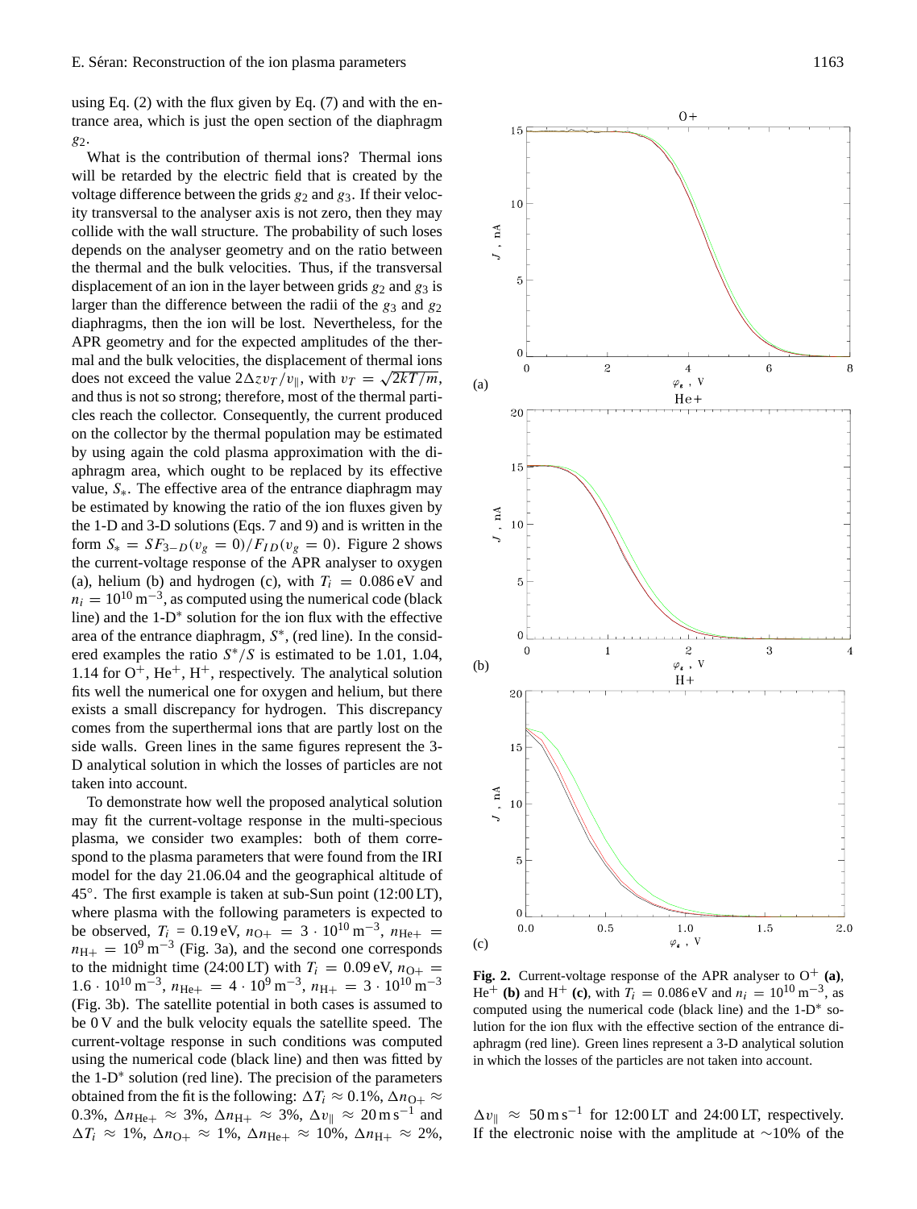using Eq. (2) with the flux given by Eq. (7) and with the entrance area, which is just the open section of the diaphragm $g_2$.

What is the contribution of thermal ions? Thermal ions will be retarded by the electric field that is created by the voltage difference between the grids $g_2$ and $g_3$. If their velocity transversal to the analyser axis is not zero, then they may collide with the wall structure. The probability of such loses depends on the analyser geometry and on the ratio between the thermal and the bulk velocities. Thus, if the transversal displacement of an ion in the layer between grids $g_2$ and $g_3$ is larger than the difference between the radii of the $g_3$ and $g_2$ diaphragms, then the ion will be lost. Nevertheless, for the APR geometry and for the expected amplitudes of the thermal and the bulk velocities, the displacement of thermal ions does not exceed the value $2\Delta z v_T/v_\parallel$, with $v_T = \sqrt{2kT/m}$, and thus is not so strong; therefore, most of the thermal particles reach the collector. Consequently, the current produced on the collector by the thermal population may be estimated by using again the cold plasma approximation with the diaphragm area, which ought to be replaced by its effective value, $S_*$. The effective area of the entrance diaphragm may be estimated by knowing the ratio of the ion fluxes given by the 1-D and 3-D solutions (Eqs. 7 and 9) and is written in the form $S_* = SF_{3-D}(v_g = 0)/F_{ID}(v_g = 0)$. Figure 2 shows the current-voltage response of the APR analyser to oxygen (a), helium (b) and hydrogen (c), with $T_i = 0.086$ eV and $n_i = 10^{10}\,\mathrm{m}^{-3}$, as computed using the numerical code (black line) and the 1-D* solution for the ion flux with the effective area of the entrance diaphragm, $S^*$, (red line). In the considered examples the ratio $S^*/S$ is estimated to be 1.01, 1.04, 1.14 for $O^+$, $He^+$, $H^+$, respectively. The analytical solution fits well the numerical one for oxygen and helium, but there exists a small discrepancy for hydrogen. This discrepancy comes from the superthermal ions that are partly lost on the side walls. Green lines in the same figures represent the 3-D analytical solution in which the losses of particles are not taken into account.

To demonstrate how well the proposed analytical solution may fit the current-voltage response in the multi-specious plasma, we consider two examples: both of them correspond to the plasma parameters that were found from the IRI model for the day 21.06.04 and the geographical altitude of 45°. The first example is taken at sub-Sun point (12:00 LT), where plasma with the following parameters is expected to be observed, $T_i$ = 0.19 eV, $n_{O+} = 3 \cdot 10^{10}\,\mathrm{m}^{-3}$, $n_{He+} = n_{H+} = 10^9\,\mathrm{m}^{-3}$ (Fig. 3a), and the second one corresponds to the midnight time (24:00 LT) with $T_i$ = 0.09 eV, $n_{O+} = 1.6 \cdot 10^{10}\,\mathrm{m}^{-3}$, $n_{He+} = 4 \cdot 10^9\,\mathrm{m}^{-3}$, $n_{H+} = 3 \cdot 10^{10}\,\mathrm{m}^{-3}$ (Fig. 3b). The satellite potential in both cases is assumed to be 0 V and the bulk velocity equals the satellite speed. The current-voltage response in such conditions was computed using the numerical code (black line) and then was fitted by the 1-D* solution (red line). The precision of the parameters obtained from the fit is the following: $\Delta T_i \approx 0.1\%$, $\Delta n_{O+} \approx 0.3\%$, $\Delta n_{He+} \approx 3\%$, $\Delta n_{H+} \approx 3\%$, $\Delta v_\parallel \approx 20\,\mathrm{m\,s}^{-1}$ and $\Delta T_i \approx 1\%$, $\Delta n_{O+} \approx 1\%$, $\Delta n_{He+} \approx 10\%$, $\Delta n_{H+} \approx 2\%$, $\Delta v_\parallel \approx 50\,\mathrm{m\,s}^{-1}$ for 12:00 LT and 24:00 LT, respectively. If the electronic noise with the amplitude at ~10% of the

**Fig. 2.** Current-voltage response of the APR analyser to $O^+$ **(a)**, $He^+$ **(b)** and $H^+$ **(c)**, with $T_i = 0.086$ eV and $n_i = 10^{10}\,\mathrm{m}^{-3}$, as computed using the numerical code (black line) and the 1-D* solution for the ion flux with the effective section of the entrance diaphragm (red line). Green lines represent a 3-D analytical solution in which the losses of the particles are not taken into account.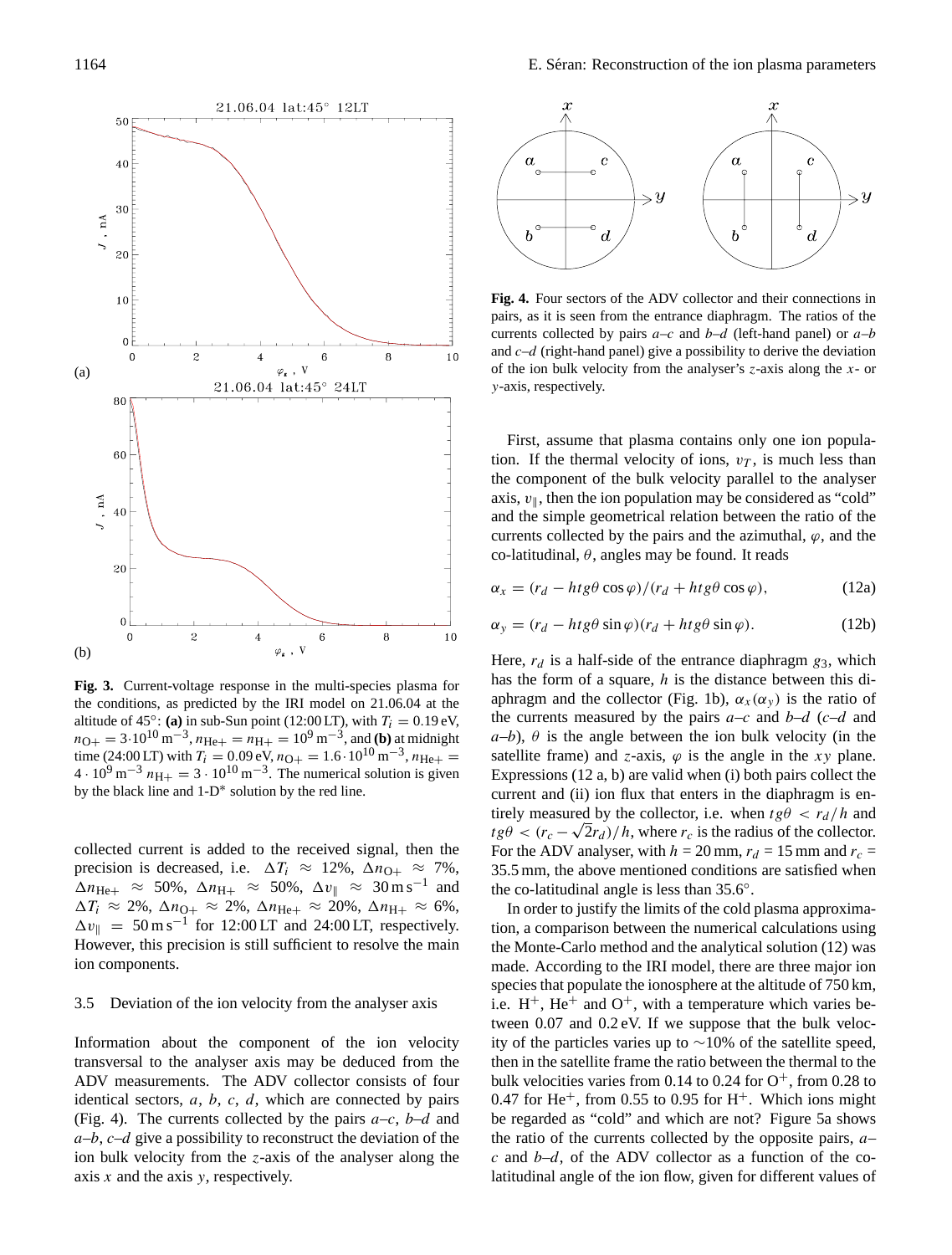**Fig. 3.** Current-voltage response in the multi-species plasma for the conditions, as predicted by the IRI model on 21.06.04 at the altitude of 45°: **(a)** in sub-Sun point (12:00 LT), with $T_i = 0.19$ eV, $n_{O+} = 3\cdot 10^{10}\,\mathrm{m}^{-3}$, $n_{He+} = n_{H+} = 10^9\,\mathrm{m}^{-3}$, and **(b)** at midnight time (24:00 LT) with $T_i = 0.09$ eV, $n_{O+} = 1.6\cdot 10^{10}\,\mathrm{m}^{-3}$, $n_{He+} = 4\cdot 10^9\,\mathrm{m}^{-3}$ $n_{H+} = 3\cdot 10^{10}\,\mathrm{m}^{-3}$. The numerical solution is given by the black line and 1-D* solution by the red line.

collected current is added to the received signal, then the precision is decreased, i.e. $\Delta T_i \approx 12\%$, $\Delta n_{O+} \approx 7\%$, $\Delta n_{He+} \approx 50\%$, $\Delta n_{H+} \approx 50\%$, $\Delta v_\parallel \approx 30\,\mathrm{m\,s}^{-1}$ and $\Delta T_i \approx 2\%$, $\Delta n_{O+} \approx 2\%$, $\Delta n_{He+} \approx 20\%$, $\Delta n_{H+} \approx 6\%$, $\Delta v_\parallel = 50\,\mathrm{m\,s}^{-1}$ for 12:00 LT and 24:00 LT, respectively. However, this precision is still sufficient to resolve the main ion components.

### 3.5 Deviation of the ion velocity from the analyser axis

Information about the component of the ion velocity transversal to the analyser axis may be deduced from the ADV measurements. The ADV collector consists of four identical sectors, $a$, $b$, $c$, $d$, which are connected by pairs (Fig. 4). The currents collected by the pairs $a$–$c$, $b$–$d$ and $a$–$b$, $c$–$d$ give a possibility to reconstruct the deviation of the ion bulk velocity from the $z$-axis of the analyser along the axis $x$ and the axis $y$, respectively.

**Fig. 4.** Four sectors of the ADV collector and their connections in pairs, as it is seen from the entrance diaphragm. The ratios of the currents collected by pairs $a$–$c$ and $b$–$d$ (left-hand panel) or $a$–$b$ and $c$–$d$ (right-hand panel) give a possibility to derive the deviation of the ion bulk velocity from the analyser's $z$-axis along the $x$- or $y$-axis, respectively.

First, assume that plasma contains only one ion population. If the thermal velocity of ions, $v_T$, is much less than the component of the bulk velocity parallel to the analyser axis, $v_\parallel$, then the ion population may be considered as "cold" and the simple geometrical relation between the ratio of the currents collected by the pairs and the azimuthal, $\varphi$, and the co-latitudinal, $\theta$, angles may be found. It reads

$$\alpha_x = (r_d - h tg\theta \cos\varphi)/(r_d + h tg\theta \cos\varphi), \tag{12a}$$

$$\alpha_y = (r_d - h tg\theta \sin\varphi)(r_d + h tg\theta \sin\varphi). \tag{12b}$$

Here, $r_d$ is a half-side of the entrance diaphragm $g_3$, which has the form of a square, $h$ is the distance between this diaphragm and the collector (Fig. 1b), $\alpha_x(\alpha_y)$ is the ratio of the currents measured by the pairs $a$–$c$ and $b$–$d$ ($c$–$d$ and $a$–$b$), $\theta$ is the angle between the ion bulk velocity (in the satellite frame) and $z$-axis, $\varphi$ is the angle in the $xy$ plane. Expressions (12 a, b) are valid when (i) both pairs collect the current and (ii) ion flux that enters in the diaphragm is entirely measured by the collector, i.e. when $tg\theta < r_d/h$ and $tg\theta < (r_c - \sqrt{2}r_d)/h$, where $r_c$ is the radius of the collector. For the ADV analyser, with $h$ = 20 mm, $r_d$ = 15 mm and $r_c$ = 35.5 mm, the above mentioned conditions are satisfied when the co-latitudinal angle is less than 35.6°.

In order to justify the limits of the cold plasma approximation, a comparison between the numerical calculations using the Monte-Carlo method and the analytical solution (12) was made. According to the IRI model, there are three major ion species that populate the ionosphere at the altitude of 750 km, i.e. $H^+$, $He^+$ and $O^+$, with a temperature which varies between 0.07 and 0.2 eV. If we suppose that the bulk velocity of the particles varies up to ~10% of the satellite speed, then in the satellite frame the ratio between the thermal to the bulk velocities varies from 0.14 to 0.24 for $O^+$, from 0.28 to 0.47 for $He^+$, from 0.55 to 0.95 for $H^+$. Which ions might be regarded as "cold" and which are not? Figure 5a shows the ratio of the currents collected by the opposite pairs, $a$–$c$ and $b$–$d$, of the ADV collector as a function of the co-latitudinal angle of the ion flow, given for different values of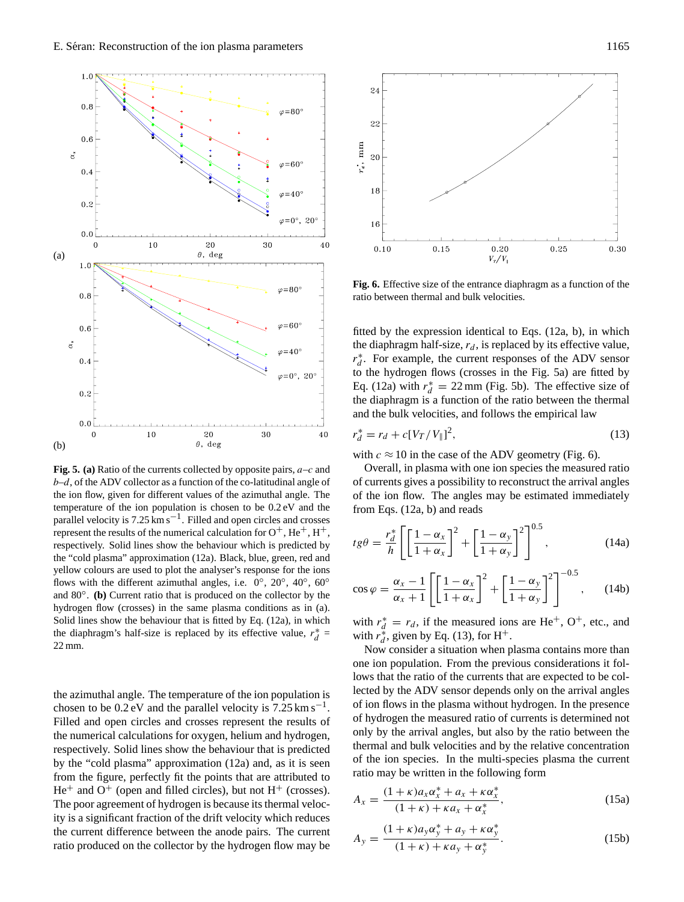**Fig. 5. (a)** Ratio of the currents collected by opposite pairs, *a–c* and *b–d*, of the ADV collector as a function of the co-latitudinal angle of the ion flow, given for different values of the azimuthal angle. The temperature of the ion population is chosen to be 0.2 eV and the parallel velocity is $7.25\,\mathrm{km\,s^{-1}}$. Filled and open circles and crosses represent the results of the numerical calculation for $O^+$, $He^+$, $H^+$, respectively. Solid lines show the behaviour which is predicted by the "cold plasma" approximation (12a). Black, blue, green, red and yellow colours are used to plot the analyser's response for the ions flows with the different azimuthal angles, i.e. 0°, 20°, 40°, 60° and 80°. **(b)** Current ratio that is produced on the collector by the hydrogen flow (crosses) in the same plasma conditions as in (a). Solid lines show the behaviour that is fitted by Eq. (12a), in which the diaphragm's half-size is replaced by its effective value, $r_d^* = 22\,\mathrm{mm}$.

**Fig. 6.** Effective size of the entrance diaphragm as a function of the ratio between thermal and bulk velocities.

the azimuthal angle. The temperature of the ion population is chosen to be 0.2 eV and the parallel velocity is $7.25\,\mathrm{km\,s^{-1}}$. Filled and open circles and crosses represent the results of the numerical calculations for oxygen, helium and hydrogen, respectively. Solid lines show the behaviour that is predicted by the "cold plasma" approximation (12a) and, as it is seen from the figure, perfectly fit the points that are attributed to $He^+$ and $O^+$ (open and filled circles), but not $H^+$ (crosses). The poor agreement of hydrogen is because its thermal velocity is a significant fraction of the drift velocity which reduces the current difference between the anode pairs. The current ratio produced on the collector by the hydrogen flow may be fitted by the expression identical to Eqs. (12a, b), in which the diaphragm half-size, $r_d$, is replaced by its effective value, $r_d^*$. For example, the current responses of the ADV sensor to the hydrogen flows (crosses in the Fig. 5a) are fitted by Eq. (12a) with $r_d^* = 22\,\mathrm{mm}$ (Fig. 5b). The effective size of the diaphragm is a function of the ratio between the thermal and the bulk velocities, and follows the empirical law

$$r_d^* = r_d + c[V_T/V_\parallel]^2, \tag{13}$$

with $c \approx 10$ in the case of the ADV geometry (Fig. 6).

Overall, in plasma with one ion species the measured ratio of currents gives a possibility to reconstruct the arrival angles of the ion flow. The angles may be estimated immediately from Eqs. (12a, b) and reads

$$tg\theta = \frac{r_d^*}{h}\left[\left[\frac{1-\alpha_x}{1+\alpha_x}\right]^2 + \left[\frac{1-\alpha_y}{1+\alpha_y}\right]^2\right]^{0.5}, \tag{14a}$$

$$\cos\varphi = \frac{\alpha_x - 1}{\alpha_x + 1}\left[\left[\frac{1-\alpha_x}{1+\alpha_x}\right]^2 + \left[\frac{1-\alpha_y}{1+\alpha_y}\right]^2\right]^{-0.5}, \tag{14b}$$

with $r_d^* = r_d$, if the measured ions are $He^+$, $O^+$, etc., and with $r_d^*$, given by Eq. (13), for $H^+$.

Now consider a situation when plasma contains more than one ion population. From the previous considerations it follows that the ratio of the currents that are expected to be collected by the ADV sensor depends only on the arrival angles of ion flows in the plasma without hydrogen. In the presence of hydrogen the measured ratio of currents is determined not only by the arrival angles, but also by the ratio between the thermal and bulk velocities and by the relative concentration of the ion species. In the multi-species plasma the current ratio may be written in the following form

$$A_x = \frac{(1+\kappa)a_x\alpha_x^* + a_x + \kappa\alpha_x^*}{(1+\kappa) + \kappa a_x + \alpha_x^*}, \tag{15a}$$

$$A_y = \frac{(1+\kappa)a_y\alpha_y^* + a_y + \kappa\alpha_y^*}{(1+\kappa) + \kappa a_y + \alpha_y^*}. \tag{15b}$$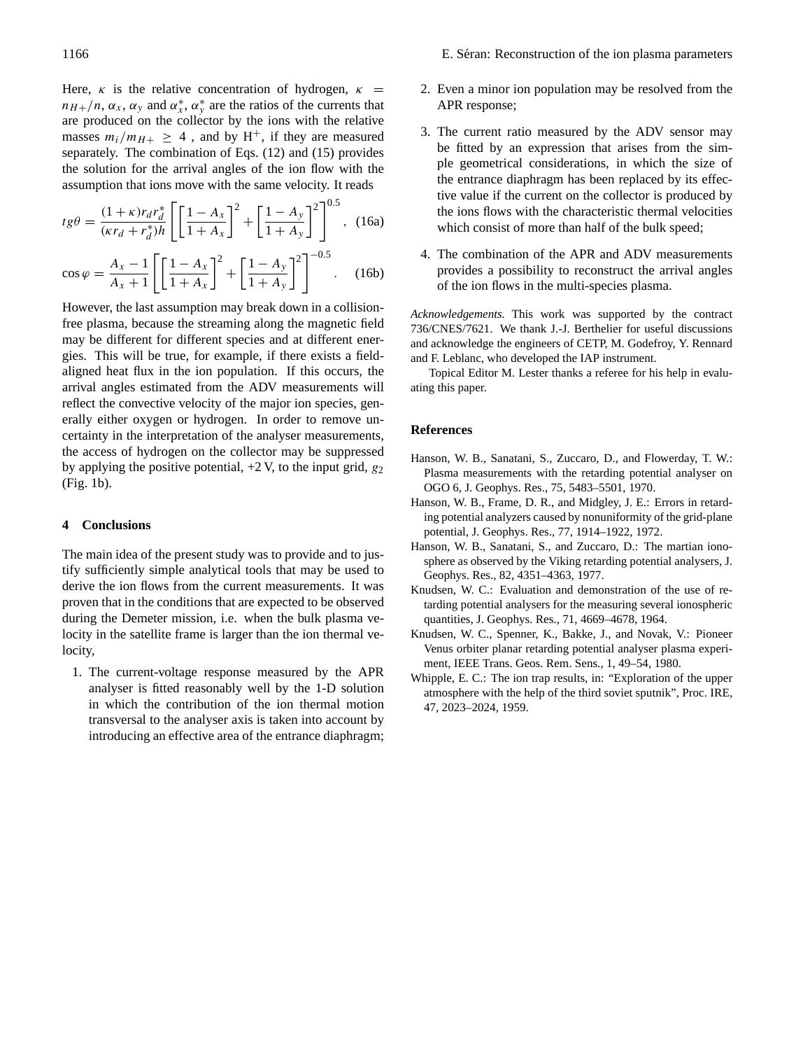Here, $\kappa$ is the relative concentration of hydrogen, $\kappa = n_{H+}/n$, $\alpha_x$, $\alpha_y$ and $\alpha_x^*$, $\alpha_y^*$ are the ratios of the currents that are produced on the collector by the ions with the relative masses $m_i/m_{H+} \geq 4$ , and by $H^+$, if they are measured separately. The combination of Eqs. (12) and (15) provides the solution for the arrival angles of the ion flow with the assumption that ions move with the same velocity. It reads

$$tg\theta = \frac{(1+\kappa)r_d r_d^*}{(\kappa r_d + r_d^*)h} \left[ \left[ \frac{1-A_x}{1+A_x} \right]^2 + \left[ \frac{1-A_y}{1+A_y} \right]^2 \right]^{0.5}, \quad (16a)$$

$$\cos\varphi = \frac{A_x - 1}{A_x + 1} \left[ \left[ \frac{1-A_x}{1+A_x} \right]^2 + \left[ \frac{1-A_y}{1+A_y} \right]^2 \right]^{-0.5}. \quad (16b)$$

However, the last assumption may break down in a collision-free plasma, because the streaming along the magnetic field may be different for different species and at different energies. This will be true, for example, if there exists a field-aligned heat flux in the ion population. If this occurs, the arrival angles estimated from the ADV measurements will reflect the convective velocity of the major ion species, generally either oxygen or hydrogen. In order to remove uncertainty in the interpretation of the analyser measurements, the access of hydrogen on the collector may be suppressed by applying the positive potential, +2 V, to the input grid, $g_2$ (Fig. 1b).

## 4 Conclusions

The main idea of the present study was to provide and to justify sufficiently simple analytical tools that may be used to derive the ion flows from the current measurements. It was proven that in the conditions that are expected to be observed during the Demeter mission, i.e. when the bulk plasma velocity in the satellite frame is larger than the ion thermal velocity,

1. The current-voltage response measured by the APR analyser is fitted reasonably well by the 1-D solution in which the contribution of the ion thermal motion transversal to the analyser axis is taken into account by introducing an effective area of the entrance diaphragm;
2. Even a minor ion population may be resolved from the APR response;
3. The current ratio measured by the ADV sensor may be fitted by an expression that arises from the simple geometrical considerations, in which the size of the entrance diaphragm has been replaced by its effective value if the current on the collector is produced by the ions flows with the characteristic thermal velocities which consist of more than half of the bulk speed;
4. The combination of the APR and ADV measurements provides a possibility to reconstruct the arrival angles of the ion flows in the multi-species plasma.

*Acknowledgements.* This work was supported by the contract 736/CNES/7621. We thank J.-J. Berthelier for useful discussions and acknowledge the engineers of CETP, M. Godefroy, Y. Rennard and F. Leblanc, who developed the IAP instrument.

Topical Editor M. Lester thanks a referee for his help in evaluating this paper.

## References

Hanson, W. B., Sanatani, S., Zuccaro, D., and Flowerday, T. W.: Plasma measurements with the retarding potential analyser on OGO 6, J. Geophys. Res., 75, 5483–5501, 1970.

Hanson, W. B., Frame, D. R., and Midgley, J. E.: Errors in retarding potential analyzers caused by nonuniformity of the grid-plane potential, J. Geophys. Res., 77, 1914–1922, 1972.

Hanson, W. B., Sanatani, S., and Zuccaro, D.: The martian ionosphere as observed by the Viking retarding potential analysers, J. Geophys. Res., 82, 4351–4363, 1977.

Knudsen, W. C.: Evaluation and demonstration of the use of retarding potential analysers for the measuring several ionospheric quantities, J. Geophys. Res., 71, 4669–4678, 1964.

Knudsen, W. C., Spenner, K., Bakke, J., and Novak, V.: Pioneer Venus orbiter planar retarding potential analyser plasma experiment, IEEE Trans. Geos. Rem. Sens., 1, 49–54, 1980.

Whipple, E. C.: The ion trap results, in: "Exploration of the upper atmosphere with the help of the third soviet sputnik", Proc. IRE, 47, 2023–2024, 1959.